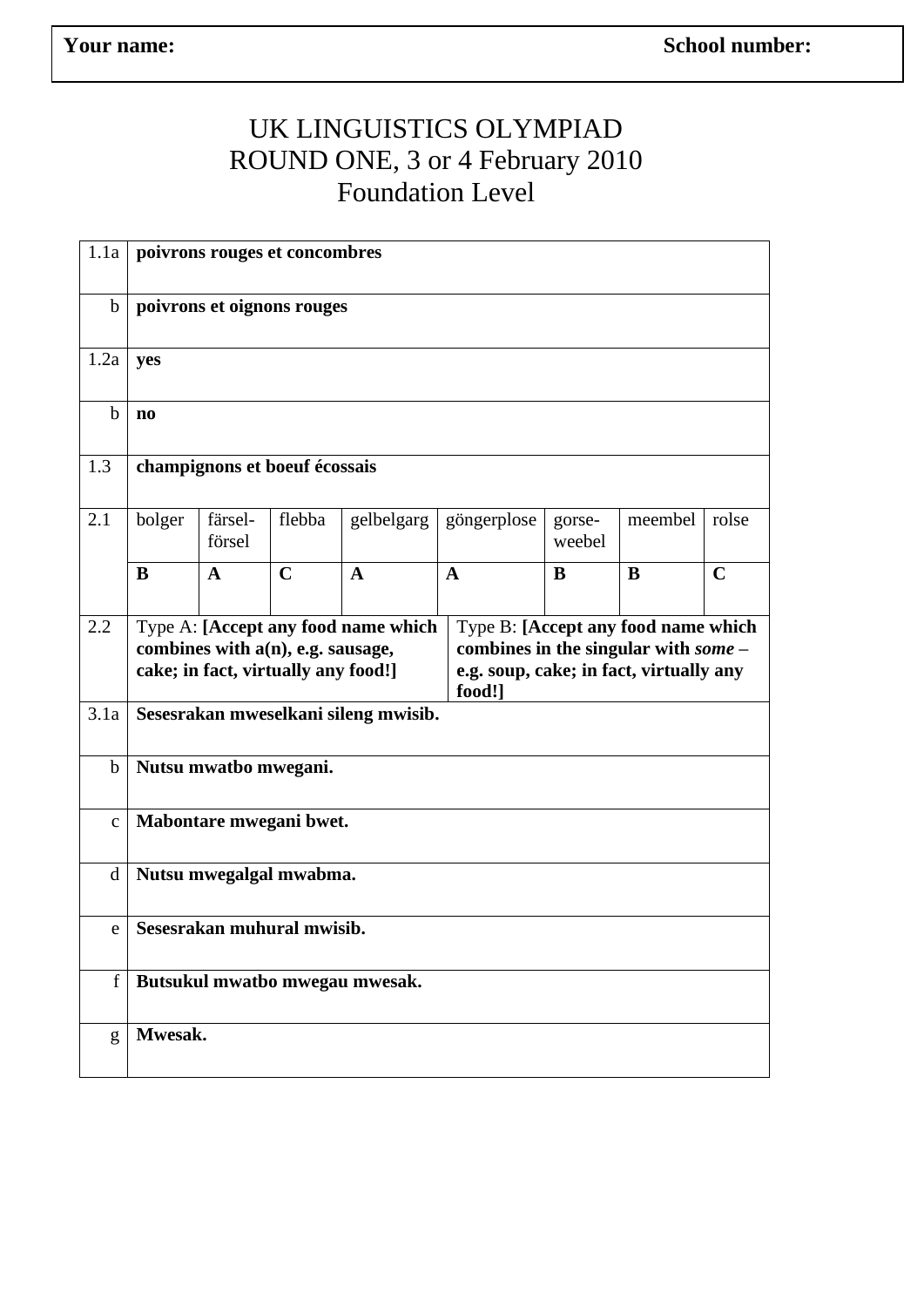| **Your name:** | **School number:** |
|---|---|

# UK LINGUISTICS OLYMPIAD
## ROUND ONE, 3 or 4 February 2010
## Foundation Level

| | | | | | | | | |
|---|---|---|---|---|---|---|---|---|
| 1.1a | **poivrons rouges et concombres** | | | | | | | |
| b | **poivrons et oignons rouges** | | | | | | | |
| 1.2a | **yes** | | | | | | | |
| b | **no** | | | | | | | |
| 1.3 | **champignons et boeuf écossais** | | | | | | | |
| 2.1 | bolger | färsel-försel | flebba | gelbelgarg | göngerplose | gorse-weebel | meembel | rolse |
| | **B** | **A** | **C** | **A** | **A** | **B** | **B** | **C** |
| 2.2 | Type A: **[Accept any food name which combines with a(n), e.g. sausage, cake; in fact, virtually any food!]** | Type B: **[Accept any food name which combines in the singular with *some* – e.g. soup, cake; in fact, virtually any food!]** | | | | | | |
| 3.1a | **Sesesrakan mweselkani sileng mwisib.** | | | | | | | |
| b | **Nutsu mwatbo mwegani.** | | | | | | | |
| c | **Mabontare mwegani bwet.** | | | | | | | |
| d | **Nutsu mwegalgal mwabma.** | | | | | | | |
| e | **Sesesrakan muhural mwisib.** | | | | | | | |
| f | **Butsukul mwatbo mwegau mwesak.** | | | | | | | |
| g | **Mwesak.** | | | | | | | |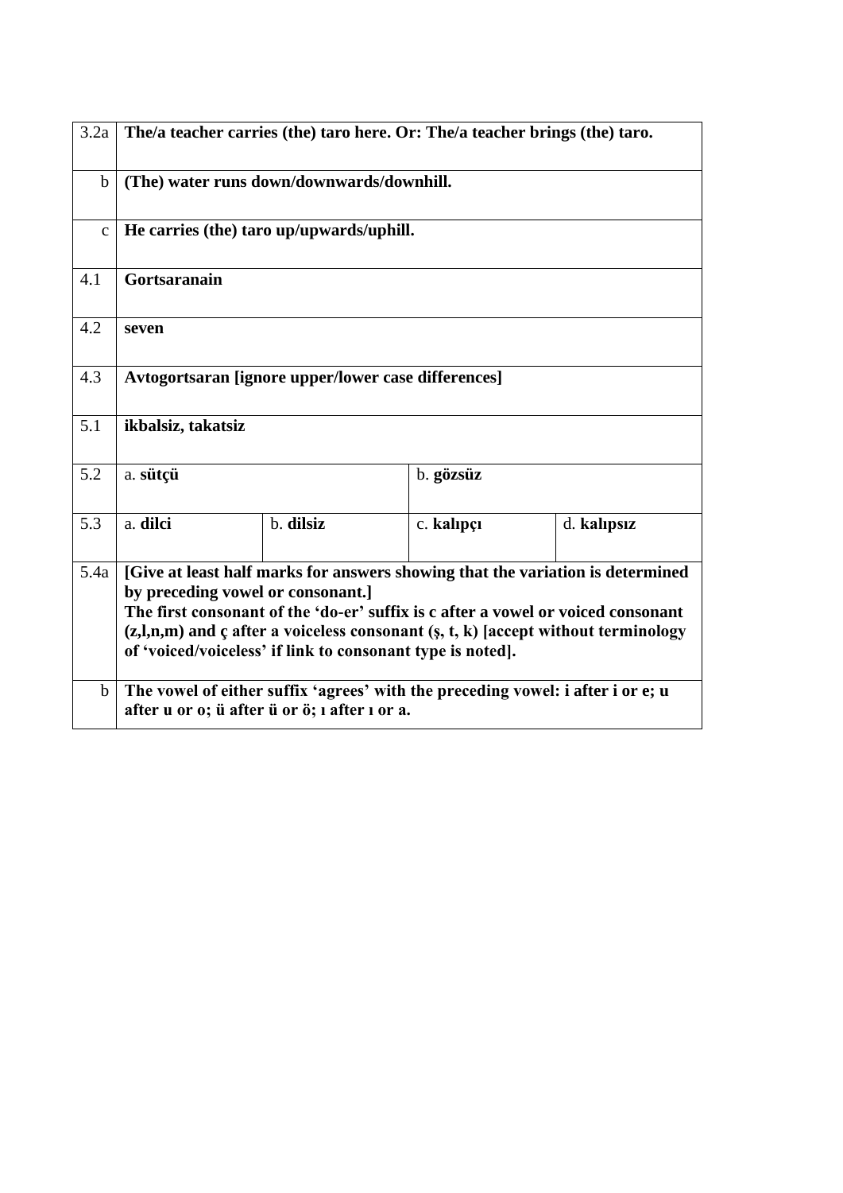| | | | | |
|---|---|---|---|---|
| 3.2a | **The/a teacher carries (the) taro here. Or: The/a teacher brings (the) taro.** | | | |
| b | **(The) water runs down/downwards/downhill.** | | | |
| c | **He carries (the) taro up/upwards/uphill.** | | | |
| 4.1 | **Gortsaranain** | | | |
| 4.2 | **seven** | | | |
| 4.3 | **Avtogortsaran [ignore upper/lower case differences]** | | | |
| 5.1 | **ikbalsiz, takatsiz** | | | |
| 5.2 | a. **sütçü** | | b. **gözsüz** | |
| 5.3 | a. **dilci** | b. **dilsiz** | c. **kalıpçı** | d. **kalıpsız** |
| 5.4a | **[Give at least half marks for answers showing that the variation is determined by preceding vowel or consonant.] The first consonant of the 'do-er' suffix is c after a vowel or voiced consonant (z,l,n,m) and ç after a voiceless consonant (ş, t, k) [accept without terminology of 'voiced/voiceless' if link to consonant type is noted].** | | | |
| b | **The vowel of either suffix 'agrees' with the preceding vowel: i after i or e; u after u or o; ü after ü or ö; ı after ı or a.** | | | |